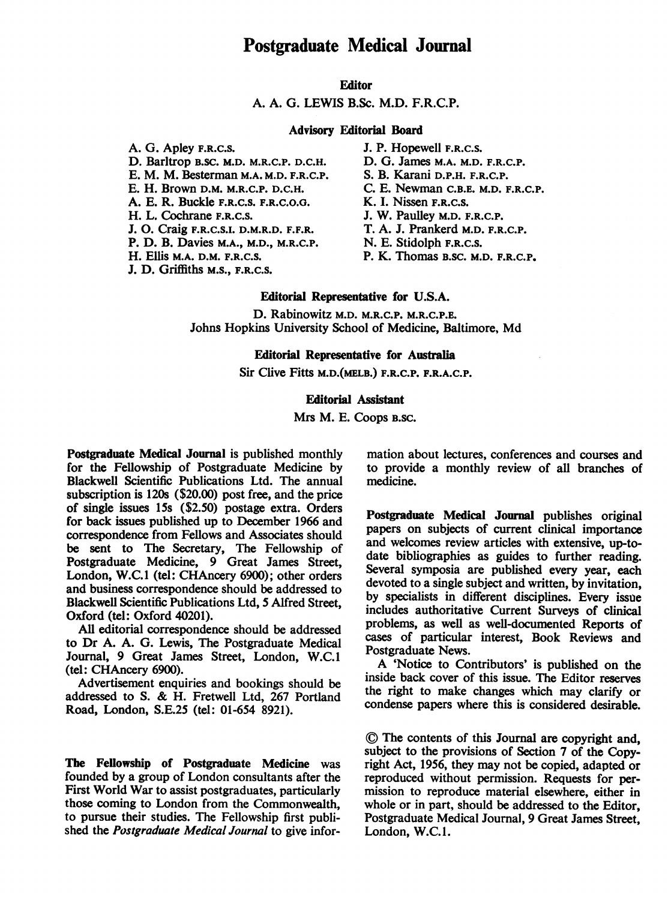# Postgraduate Medical Journal

### Editor

A. A. G. LEWIS B.Sc. M.D. F.R.C.P.

### Advisory Editorial Board

A. G. Apley F.R.C.S.
D. Barltrop B.SC. M.D. M.R.C.P. D.C.H.
E. M. M. Besterman M.A. M.D. F.R.C.P.
E. H. Brown D.M. M.R.C.P. D.C.H.
A. E. R. Buckle F.R.C.S. F.R.C.O.G.
H. L. Cochrane F.R.C.S.
J. O. Craig F.R.C.S.I. D.M.R.D. F.F.R.
P. D. B. Davies M.A., M.D., M.R.C.P.
H. Ellis M.A. D.M. F.R.C.S.
J. D. Griffiths M.S., F.R.C.S.
J. P. Hopewell F.R.C.S.
D. G. James M.A. M.D. F.R.C.P.
S. B. Karani D.P.H. F.R.C.P.
C. E. Newman C.B.E. M.D. F.R.C.P.
K. I. Nissen F.R.C.S.
J. W. Paulley M.D. F.R.C.P.
T. A. J. Prankerd M.D. F.R.C.P.
N. E. Stidolph F.R.C.S.
P. K. Thomas B.SC. M.D. F.R.C.P.

### Editorial Representative for U.S.A.

D. Rabinowitz M.D. M.R.C.P. M.R.C.P.E.
Johns Hopkins University School of Medicine, Baltimore, Md

### Editorial Representative for Australia

Sir Clive Fitts M.D.(MELB.) F.R.C.P. F.R.A.C.P.

### Editorial Assistant

Mrs M. E. Coops B.SC.

**Postgraduate Medical Journal** is published monthly for the Fellowship of Postgraduate Medicine by Blackwell Scientific Publications Ltd. The annual subscription is 120s ($20.00) post free, and the price of single issues 15s ($2.50) postage extra. Orders for back issues published up to December 1966 and correspondence from Fellows and Associates should be sent to The Secretary, The Fellowship of Postgraduate Medicine, 9 Great James Street, London, W.C.1 (tel: CHAncery 6900); other orders and business correspondence should be addressed to Blackwell Scientific Publications Ltd, 5 Alfred Street, Oxford (tel: Oxford 40201).

All editorial correspondence should be addressed to Dr A. A. G. Lewis, The Postgraduate Medical Journal, 9 Great James Street, London, W.C.1 (tel: CHAncery 6900).

Advertisement enquiries and bookings should be addressed to S. & H. Fretwell Ltd, 267 Portland Road, London, S.E.25 (tel: 01-654 8921).

**The Fellowship of Postgraduate Medicine** was founded by a group of London consultants after the First World War to assist postgraduates, particularly those coming to London from the Commonwealth, to pursue their studies. The Fellowship first published the *Postgraduate Medical Journal* to give information about lectures, conferences and courses and to provide a monthly review of all branches of medicine.

**Postgraduate Medical Journal** publishes original papers on subjects of current clinical importance and welcomes review articles with extensive, up-to-date bibliographies as guides to further reading. Several symposia are published every year, each devoted to a single subject and written, by invitation, by specialists in different disciplines. Every issue includes authoritative Current Surveys of clinical problems, as well as well-documented Reports of cases of particular interest, Book Reviews and Postgraduate News.

A 'Notice to Contributors' is published on the inside back cover of this issue. The Editor reserves the right to make changes which may clarify or condense papers where this is considered desirable.

© The contents of this Journal are copyright and, subject to the provisions of Section 7 of the Copyright Act, 1956, they may not be copied, adapted or reproduced without permission. Requests for permission to reproduce material elsewhere, either in whole or in part, should be addressed to the Editor, Postgraduate Medical Journal, 9 Great James Street, London, W.C.1.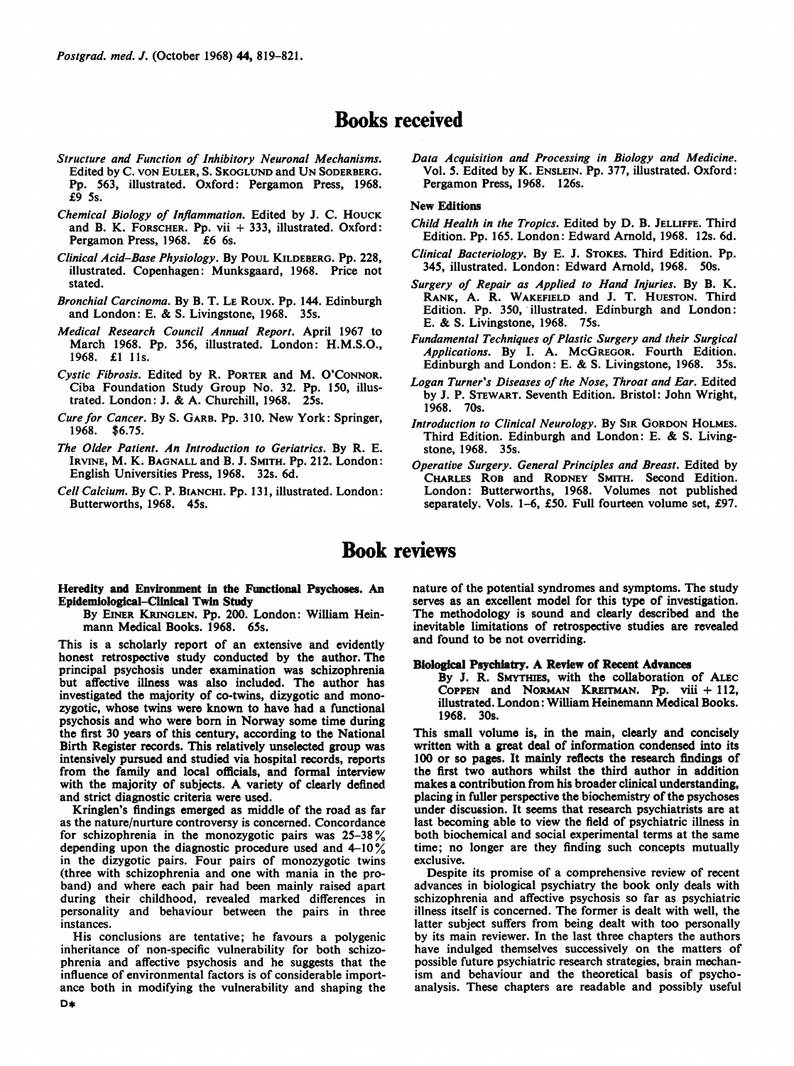# Books received

*Structure and Function of Inhibitory Neuronal Mechanisms.* Edited by C. VON EULER, S. SKOGLUND and UN SODERBERG. Pp. 563, illustrated. Oxford: Pergamon Press, 1968. £9 5s.

*Chemical Biology of Inflammation.* Edited by J. C. HOUCK and B. K. FORSCHER. Pp. vii + 333, illustrated. Oxford: Pergamon Press, 1968. £6 6s.

*Clinical Acid–Base Physiology.* By POUL KILDEBERG. Pp. 228, illustrated. Copenhagen: Munksgaard, 1968. Price not stated.

*Bronchial Carcinoma.* By B. T. LE ROUX. Pp. 144. Edinburgh and London: E. & S. Livingstone, 1968. 35s.

*Medical Research Council Annual Report.* April 1967 to March 1968. Pp. 356, illustrated. London: H.M.S.O., 1968. £1 11s.

*Cystic Fibrosis.* Edited by R. PORTER and M. O'CONNOR. Ciba Foundation Study Group No. 32. Pp. 150, illustrated. London: J. & A. Churchill, 1968. 25s.

*Cure for Cancer.* By S. GARB. Pp. 310. New York: Springer, 1968. $6.75.

*The Older Patient. An Introduction to Geriatrics.* By R. E. IRVINE, M. K. BAGNALL and B. J. SMITH. Pp. 212. London: English Universities Press, 1968. 32s. 6d.

*Cell Calcium.* By C. P. BIANCHI. Pp. 131, illustrated. London: Butterworths, 1968. 45s.

*Data Acquisition and Processing in Biology and Medicine.* Vol. 5. Edited by K. ENSLEIN. Pp. 377, illustrated. Oxford: Pergamon Press, 1968. 126s.

**New Editions**

*Child Health in the Tropics.* Edited by D. B. JELLIFFE. Third Edition. Pp. 165. London: Edward Arnold, 1968. 12s. 6d.

*Clinical Bacteriology.* By E. J. STOKES. Third Edition. Pp. 345, illustrated. London: Edward Arnold, 1968. 50s.

*Surgery of Repair as Applied to Hand Injuries.* By B. K. RANK, A. R. WAKEFIELD and J. T. HUESTON. Third Edition. Pp. 350, illustrated. Edinburgh and London: E. & S. Livingstone, 1968. 75s.

*Fundamental Techniques of Plastic Surgery and their Surgical Applications.* By I. A. MCGREGOR. Fourth Edition. Edinburgh and London: E. & S. Livingstone, 1968. 35s.

*Logan Turner's Diseases of the Nose, Throat and Ear.* Edited by J. P. STEWART. Seventh Edition. Bristol: John Wright, 1968. 70s.

*Introduction to Clinical Neurology.* By SIR GORDON HOLMES. Third Edition. Edinburgh and London: E. & S. Livingstone, 1968. 35s.

*Operative Surgery. General Principles and Breast.* Edited by CHARLES ROB and RODNEY SMITH. Second Edition. London: Butterworths, 1968. Volumes not published separately. Vols. 1–6, £50. Full fourteen volume set, £97.

# Book reviews

**Heredity and Environment in the Functional Psychoses. An Epidemiological–Clinical Twin Study**

By EINER KRINGLEN. Pp. 200. London: William Heinmann Medical Books. 1968. 65s.

This is a scholarly report of an extensive and evidently honest retrospective study conducted by the author. The principal psychosis under examination was schizophrenia but affective illness was also included. The author has investigated the majority of co-twins, dizygotic and monozygotic, whose twins were known to have had a functional psychosis and who were born in Norway some time during the first 30 years of this century, according to the National Birth Register records. This relatively unselected group was intensively pursued and studied via hospital records, reports from the family and local officials, and formal interview with the majority of subjects. A variety of clearly defined and strict diagnostic criteria were used.

Kringlen's findings emerged as middle of the road as far as the nature/nurture controversy is concerned. Concordance for schizophrenia in the monozygotic pairs was 25–38% depending upon the diagnostic procedure used and 4–10% in the dizygotic pairs. Four pairs of monozygotic twins (three with schizophrenia and one with mania in the proband) and where each pair had been mainly raised apart during their childhood, revealed marked differences in personality and behaviour between the pairs in three instances.

His conclusions are tentative; he favours a polygenic inheritance of non-specific vulnerability for both schizophrenia and affective psychosis and he suggests that the influence of environmental factors is of considerable importance both in modifying the vulnerability and shaping the nature of the potential syndromes and symptoms. The study serves as an excellent model for this type of investigation. The methodology is sound and clearly described and the inevitable limitations of retrospective studies are revealed and found to be not overriding.

**Biological Psychiatry. A Review of Recent Advances**

By J. R. SMYTHIES, with the collaboration of ALEC COPPEN and NORMAN KREITMAN. Pp. viii + 112, illustrated. London: William Heinemann Medical Books. 1968. 30s.

This small volume is, in the main, clearly and concisely written with a great deal of information condensed into its 100 or so pages. It mainly reflects the research findings of the first two authors whilst the third author in addition makes a contribution from his broader clinical understanding, placing in fuller perspective the biochemistry of the psychoses under discussion. It seems that research psychiatrists are at last becoming able to view the field of psychiatric illness in both biochemical and social experimental terms at the same time; no longer are they finding such concepts mutually exclusive.

Despite its promise of a comprehensive review of recent advances in biological psychiatry the book only deals with schizophrenia and affective psychosis so far as psychiatric illness itself is concerned. The former is dealt with well, the latter subject suffers from being dealt with too personally by its main reviewer. In the last three chapters the authors have indulged themselves successively on the matters of possible future psychiatric research strategies, brain mechanism and behaviour and the theoretical basis of psychoanalysis. These chapters are readable and possibly useful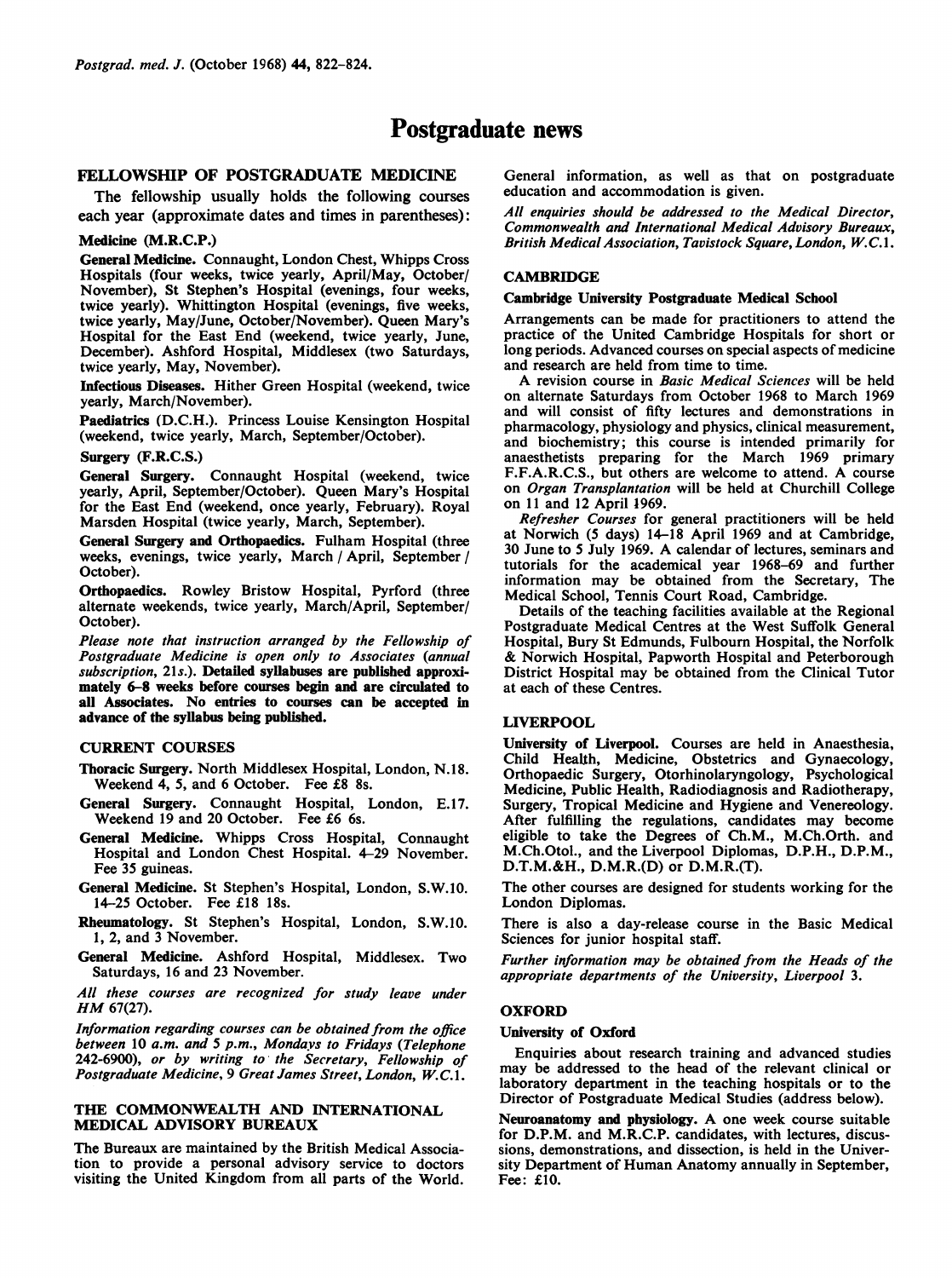# Postgraduate news

## FELLOWSHIP OF POSTGRADUATE MEDICINE

The fellowship usually holds the following courses each year (approximate dates and times in parentheses):

### Medicine (M.R.C.P.)

**General Medicine.** Connaught, London Chest, Whipps Cross Hospitals (four weeks, twice yearly, April/May, October/November), St Stephen's Hospital (evenings, four weeks, twice yearly). Whittington Hospital (evenings, five weeks, twice yearly, May/June, October/November). Queen Mary's Hospital for the East End (weekend, twice yearly, June, December). Ashford Hospital, Middlesex (two Saturdays, twice yearly, May, November).

**Infectious Diseases.** Hither Green Hospital (weekend, twice yearly, March/November).

**Paediatrics** (D.C.H.). Princess Louise Kensington Hospital (weekend, twice yearly, March, September/October).

### Surgery (F.R.C.S.)

**General Surgery.** Connaught Hospital (weekend, twice yearly, April, September/October). Queen Mary's Hospital for the East End (weekend, once yearly, February). Royal Marsden Hospital (twice yearly, March, September).

**General Surgery and Orthopaedics.** Fulham Hospital (three weeks, evenings, twice yearly, March / April, September / October).

**Orthopaedics.** Rowley Bristow Hospital, Pyrford (three alternate weekends, twice yearly, March/April, September/October).

*Please note that instruction arranged by the Fellowship of Postgraduate Medicine is open only to Associates (annual subscription, 21s.).* **Detailed syllabuses are published approximately 6–8 weeks before courses begin and are circulated to all Associates. No entries to courses can be accepted in advance of the syllabus being published.**

## CURRENT COURSES

**Thoracic Surgery.** North Middlesex Hospital, London, N.18. Weekend 4, 5, and 6 October. Fee £8 8s.

**General Surgery.** Connaught Hospital, London, E.17. Weekend 19 and 20 October. Fee £6 6s.

**General Medicine.** Whipps Cross Hospital, Connaught Hospital and London Chest Hospital. 4–29 November. Fee 35 guineas.

**General Medicine.** St Stephen's Hospital, London, S.W.10. 14–25 October. Fee £18 18s.

**Rheumatology.** St Stephen's Hospital, London, S.W.10. 1, 2, and 3 November.

**General Medicine.** Ashford Hospital, Middlesex. Two Saturdays, 16 and 23 November.

*All these courses are recognized for study leave under HM 67(27).*

*Information regarding courses can be obtained from the office between 10 a.m. and 5 p.m., Mondays to Fridays (Telephone 242-6900), or by writing to the Secretary, Fellowship of Postgraduate Medicine, 9 Great James Street, London, W.C.1.*

## THE COMMONWEALTH AND INTERNATIONAL MEDICAL ADVISORY BUREAUX

The Bureaux are maintained by the British Medical Association to provide a personal advisory service to doctors visiting the United Kingdom from all parts of the World. General information, as well as that on postgraduate education and accommodation is given.

*All enquiries should be addressed to the Medical Director, Commonwealth and International Medical Advisory Bureaux, British Medical Association, Tavistock Square, London, W.C.1.*

## CAMBRIDGE

### Cambridge University Postgraduate Medical School

Arrangements can be made for practitioners to attend the practice of the United Cambridge Hospitals for short or long periods. Advanced courses on special aspects of medicine and research are held from time to time.

A revision course in *Basic Medical Sciences* will be held on alternate Saturdays from October 1968 to March 1969 and will consist of fifty lectures and demonstrations in pharmacology, physiology and physics, clinical measurement, and biochemistry; this course is intended primarily for anaesthetists preparing for the March 1969 primary F.F.A.R.C.S., but others are welcome to attend. A course on *Organ Transplantation* will be held at Churchill College on 11 and 12 April 1969.

*Refresher Courses* for general practitioners will be held at Norwich (5 days) 14–18 April 1969 and at Cambridge, 30 June to 5 July 1969. A calendar of lectures, seminars and tutorials for the academical year 1968–69 and further information may be obtained from the Secretary, The Medical School, Tennis Court Road, Cambridge.

Details of the teaching facilities available at the Regional Postgraduate Medical Centres at the West Suffolk General Hospital, Bury St Edmunds, Fulbourn Hospital, the Norfolk & Norwich Hospital, Papworth Hospital and Peterborough District Hospital may be obtained from the Clinical Tutor at each of these Centres.

## LIVERPOOL

**University of Liverpool.** Courses are held in Anaesthesia, Child Health, Medicine, Obstetrics and Gynaecology, Orthopaedic Surgery, Otorhinolaryngology, Psychological Medicine, Public Health, Radiodiagnosis and Radiotherapy, Surgery, Tropical Medicine and Hygiene and Venereology. After fulfilling the regulations, candidates may become eligible to take the Degrees of Ch.M., M.Ch.Orth. and M.Ch.Otol., and the Liverpool Diplomas, D.P.H., D.P.M., D.T.M.&H., D.M.R.(D) or D.M.R.(T).

The other courses are designed for students working for the London Diplomas.

There is also a day-release course in the Basic Medical Sciences for junior hospital staff.

*Further information may be obtained from the Heads of the appropriate departments of the University, Liverpool 3.*

## OXFORD

### University of Oxford

Enquiries about research training and advanced studies may be addressed to the head of the relevant clinical or laboratory department in the teaching hospitals or to the Director of Postgraduate Medical Studies (address below).

**Neuroanatomy and physiology.** A one week course suitable for D.P.M. and M.R.C.P. candidates, with lectures, discussions, demonstrations, and dissection, is held in the University Department of Human Anatomy annually in September, Fee: £10.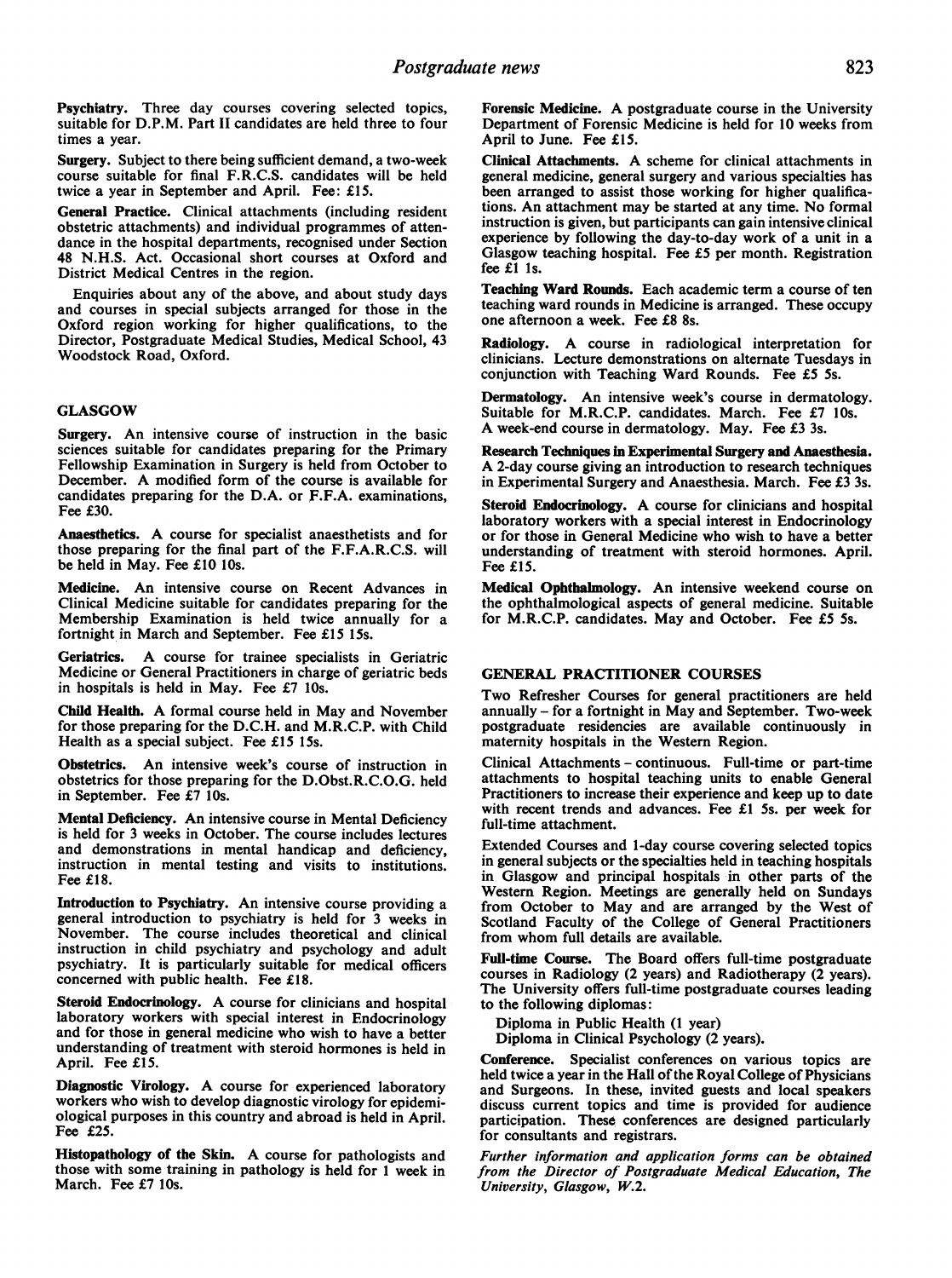**Psychiatry.** Three day courses covering selected topics, suitable for D.P.M. Part II candidates are held three to four times a year.

**Surgery.** Subject to there being sufficient demand, a two-week course suitable for final F.R.C.S. candidates will be held twice a year in September and April. Fee: £15.

**General Practice.** Clinical attachments (including resident obstetric attachments) and individual programmes of attendance in the hospital departments, recognised under Section 48 N.H.S. Act. Occasional short courses at Oxford and District Medical Centres in the region.

Enquiries about any of the above, and about study days and courses in special subjects arranged for those in the Oxford region working for higher qualifications, to the Director, Postgraduate Medical Studies, Medical School, 43 Woodstock Road, Oxford.

## GLASGOW

**Surgery.** An intensive course of instruction in the basic sciences suitable for candidates preparing for the Primary Fellowship Examination in Surgery is held from October to December. A modified form of the course is available for candidates preparing for the D.A. or F.F.A. examinations, Fee £30.

**Anaesthetics.** A course for specialist anaesthetists and for those preparing for the final part of the F.F.A.R.C.S. will be held in May. Fee £10 10s.

**Medicine.** An intensive course on Recent Advances in Clinical Medicine suitable for candidates preparing for the Membership Examination is held twice annually for a fortnight in March and September. Fee £15 15s.

**Geriatrics.** A course for trainee specialists in Geriatric Medicine or General Practitioners in charge of geriatric beds in hospitals is held in May. Fee £7 10s.

**Child Health.** A formal course held in May and November for those preparing for the D.C.H. and M.R.C.P. with Child Health as a special subject. Fee £15 15s.

**Obstetrics.** An intensive week's course of instruction in obstetrics for those preparing for the D.Obst.R.C.O.G. held in September. Fee £7 10s.

**Mental Deficiency.** An intensive course in Mental Deficiency is held for 3 weeks in October. The course includes lectures and demonstrations in mental handicap and deficiency, instruction in mental testing and visits to institutions. Fee £18.

**Introduction to Psychiatry.** An intensive course providing a general introduction to psychiatry is held for 3 weeks in November. The course includes theoretical and clinical instruction in child psychiatry and psychology and adult psychiatry. It is particularly suitable for medical officers concerned with public health. Fee £18.

**Steroid Endocrinology.** A course for clinicians and hospital laboratory workers with special interest in Endocrinology and for those in general medicine who wish to have a better understanding of treatment with steroid hormones is held in April. Fee £15.

**Diagnostic Virology.** A course for experienced laboratory workers who wish to develop diagnostic virology for epidemiological purposes in this country and abroad is held in April. Fee £25.

**Histopathology of the Skin.** A course for pathologists and those with some training in pathology is held for 1 week in March. Fee £7 10s.

**Forensic Medicine.** A postgraduate course in the University Department of Forensic Medicine is held for 10 weeks from April to June. Fee £15.

**Clinical Attachments.** A scheme for clinical attachments in general medicine, general surgery and various specialties has been arranged to assist those working for higher qualifications. An attachment may be started at any time. No formal instruction is given, but participants can gain intensive clinical experience by following the day-to-day work of a unit in a Glasgow teaching hospital. Fee £5 per month. Registration fee £1 1s.

**Teaching Ward Rounds.** Each academic term a course of ten teaching ward rounds in Medicine is arranged. These occupy one afternoon a week. Fee £8 8s.

**Radiology.** A course in radiological interpretation for clinicians. Lecture demonstrations on alternate Tuesdays in conjunction with Teaching Ward Rounds. Fee £5 5s.

**Dermatology.** An intensive week's course in dermatology. Suitable for M.R.C.P. candidates. March. Fee £7 10s. A week-end course in dermatology. May. Fee £3 3s.

**Research Techniques in Experimental Surgery and Anaesthesia.** A 2-day course giving an introduction to research techniques in Experimental Surgery and Anaesthesia. March. Fee £3 3s.

**Steroid Endocrinology.** A course for clinicians and hospital laboratory workers with a special interest in Endocrinology or for those in General Medicine who wish to have a better understanding of treatment with steroid hormones. April. Fee £15.

**Medical Ophthalmology.** An intensive weekend course on the ophthalmological aspects of general medicine. Suitable for M.R.C.P. candidates. May and October. Fee £5 5s.

## GENERAL PRACTITIONER COURSES

Two Refresher Courses for general practitioners are held annually – for a fortnight in May and September. Two-week postgraduate residencies are available continuously in maternity hospitals in the Western Region.

Clinical Attachments – continuous. Full-time or part-time attachments to hospital teaching units to enable General Practitioners to increase their experience and keep up to date with recent trends and advances. Fee £1 5s. per week for full-time attachment.

Extended Courses and 1-day course covering selected topics in general subjects or the specialties held in teaching hospitals in Glasgow and principal hospitals in other parts of the Western Region. Meetings are generally held on Sundays from October to May and are arranged by the West of Scotland Faculty of the College of General Practitioners from whom full details are available.

**Full-time Course.** The Board offers full-time postgraduate courses in Radiology (2 years) and Radiotherapy (2 years). The University offers full-time postgraduate courses leading to the following diplomas:

Diploma in Public Health (1 year)
Diploma in Clinical Psychology (2 years).

**Conference.** Specialist conferences on various topics are held twice a year in the Hall of the Royal College of Physicians and Surgeons. In these, invited guests and local speakers discuss current topics and time is provided for audience participation. These conferences are designed particularly for consultants and registrars.

*Further information and application forms can be obtained from the Director of Postgraduate Medical Education, The University, Glasgow, W.2.*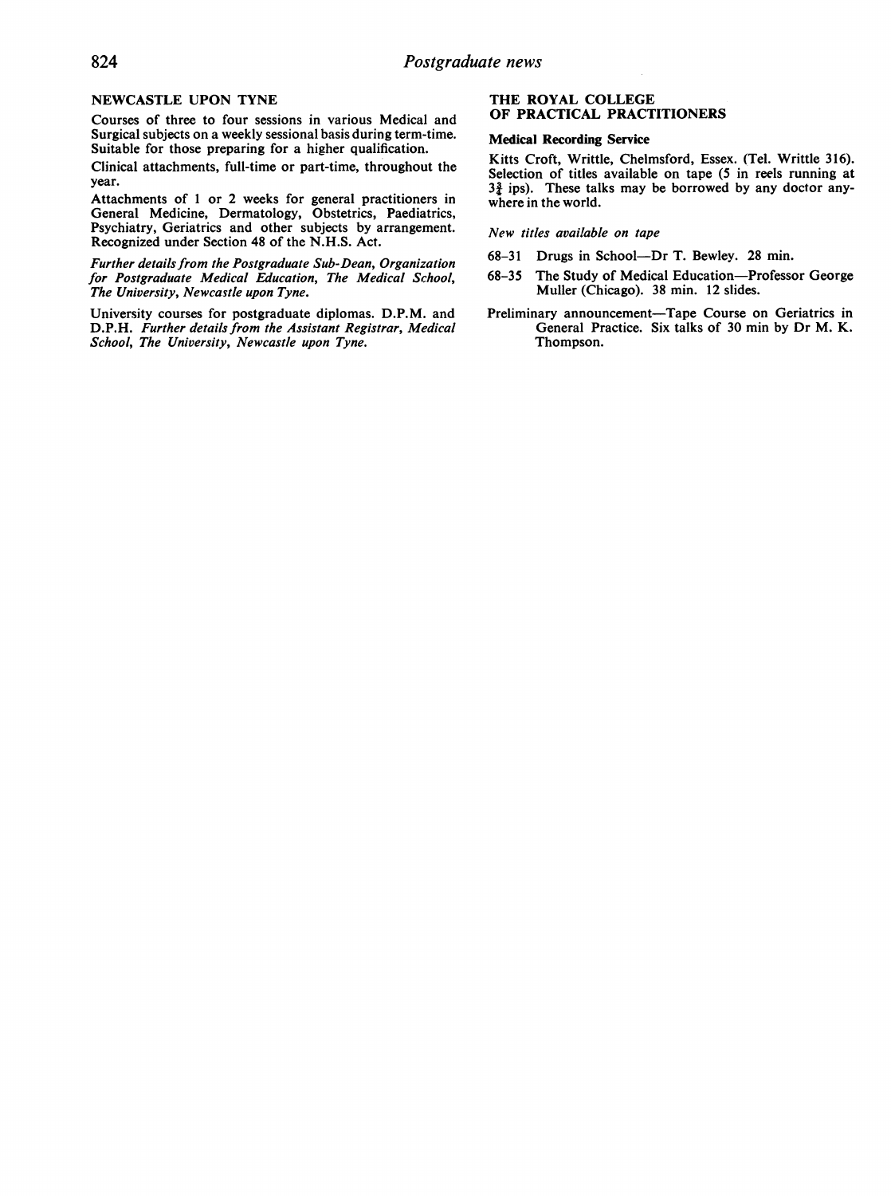### NEWCASTLE UPON TYNE

Courses of three to four sessions in various Medical and Surgical subjects on a weekly sessional basis during term-time. Suitable for those preparing for a higher qualification.

Clinical attachments, full-time or part-time, throughout the year.

Attachments of 1 or 2 weeks for general practitioners in General Medicine, Dermatology, Obstetrics, Paediatrics, Psychiatry, Geriatrics and other subjects by arrangement. Recognized under Section 48 of the N.H.S. Act.

*Further details from the Postgraduate Sub-Dean, Organization for Postgraduate Medical Education, The Medical School, The University, Newcastle upon Tyne.*

University courses for postgraduate diplomas. D.P.M. and D.P.H. *Further details from the Assistant Registrar, Medical School, The University, Newcastle upon Tyne.*

### THE ROYAL COLLEGE OF PRACTICAL PRACTITIONERS

**Medical Recording Service**

Kitts Croft, Writtle, Chelmsford, Essex. (Tel. Writtle 316). Selection of titles available on tape (5 in reels running at $3\frac{3}{4}$ ips). These talks may be borrowed by any doctor anywhere in the world.

*New titles available on tape*

68–31 Drugs in School—Dr T. Bewley. 28 min.

68–35 The Study of Medical Education—Professor George Muller (Chicago). 38 min. 12 slides.

Preliminary announcement—Tape Course on Geriatrics in General Practice. Six talks of 30 min by Dr M. K. Thompson.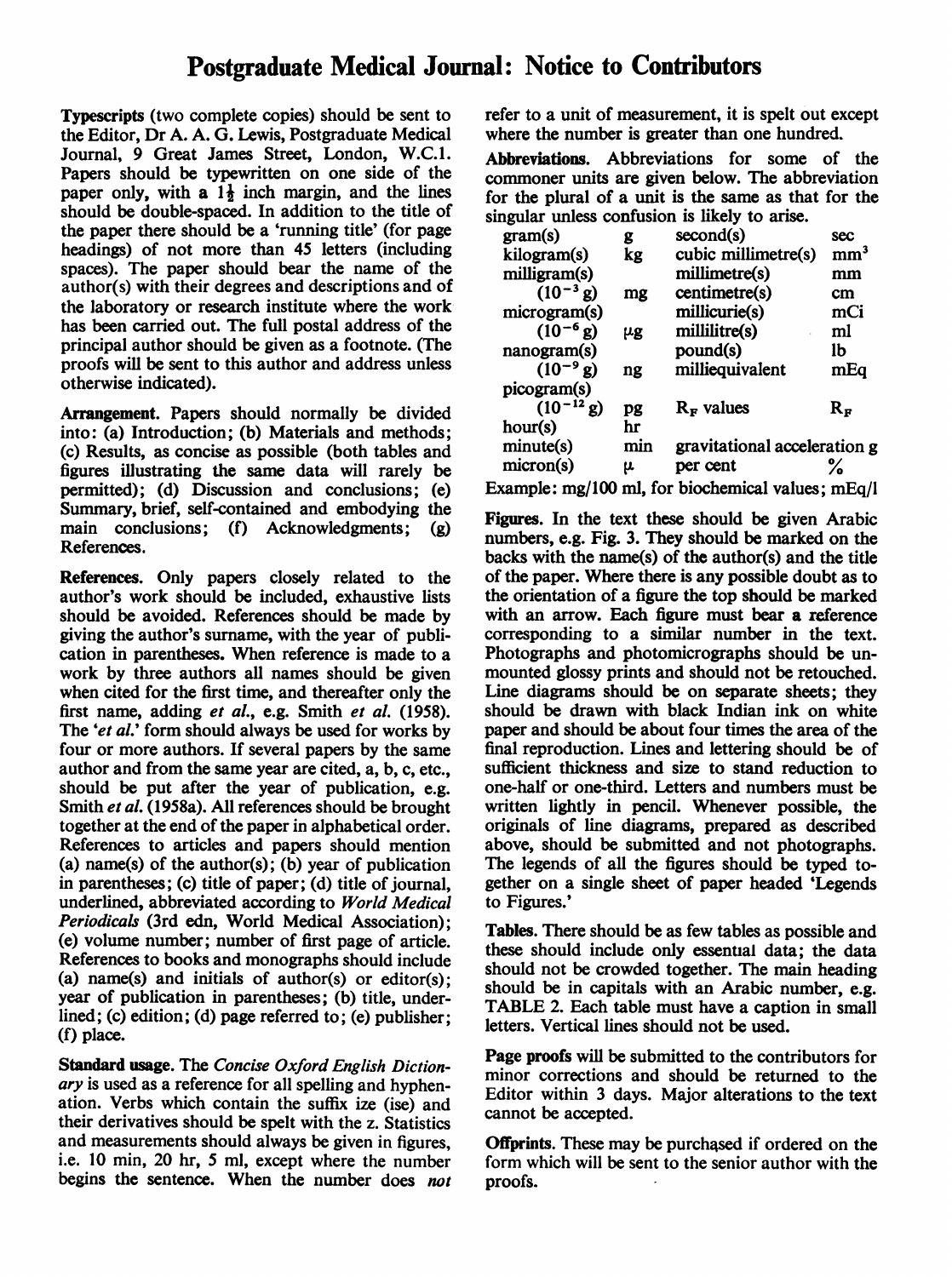# Postgraduate Medical Journal: Notice to Contributors

**Typescripts** (two complete copies) should be sent to the Editor, Dr A. A. G. Lewis, Postgraduate Medical Journal, 9 Great James Street, London, W.C.1. Papers should be typewritten on one side of the paper only, with a $1\frac{1}{2}$ inch margin, and the lines should be double-spaced. In addition to the title of the paper there should be a 'running title' (for page headings) of not more than 45 letters (including spaces). The paper should bear the name of the author(s) with their degrees and descriptions and of the laboratory or research institute where the work has been carried out. The full postal address of the principal author should be given as a footnote. (The proofs will be sent to this author and address unless otherwise indicated).

**Arrangement.** Papers should normally be divided into: (a) Introduction; (b) Materials and methods; (c) Results, as concise as possible (both tables and figures illustrating the same data will rarely be permitted); (d) Discussion and conclusions; (e) Summary, brief, self-contained and embodying the main conclusions; (f) Acknowledgments; (g) References.

**References.** Only papers closely related to the author's work should be included, exhaustive lists should be avoided. References should be made by giving the author's surname, with the year of publication in parentheses. When reference is made to a work by three authors all names should be given when cited for the first time, and thereafter only the first name, adding *et al.*, e.g. Smith *et al.* (1958). The '*et al.*' form should always be used for works by four or more authors. If several papers by the same author and from the same year are cited, a, b, c, etc., should be put after the year of publication, e.g. Smith *et al.* (1958a). All references should be brought together at the end of the paper in alphabetical order. References to articles and papers should mention (a) name(s) of the author(s); (b) year of publication in parentheses; (c) title of paper; (d) title of journal, underlined, abbreviated according to *World Medical Periodicals* (3rd edn, World Medical Association); (e) volume number; number of first page of article. References to books and monographs should include (a) name(s) and initials of author(s) or editor(s); year of publication in parentheses; (b) title, underlined; (c) edition; (d) page referred to; (e) publisher; (f) place.

**Standard usage.** The *Concise Oxford English Dictionary* is used as a reference for all spelling and hyphenation. Verbs which contain the suffix ize (ise) and their derivatives should be spelt with the z. Statistics and measurements should always be given in figures, i.e. 10 min, 20 hr, 5 ml, except where the number begins the sentence. When the number does *not* refer to a unit of measurement, it is spelt out except where the number is greater than one hundred.

**Abbreviations.** Abbreviations for some of the commoner units are given below. The abbreviation for the plural of a unit is the same as that for the singular unless confusion is likely to arise.

| | | | |
|---|---|---|---|
| gram(s) | g | second(s) | sec |
| kilogram(s) | kg | cubic millimetre(s) | $mm^3$ |
| milligram(s) ($10^{-3}$ g) | mg | millimetre(s) | mm |
| | | centimetre(s) | cm |
| microgram(s) ($10^{-6}$ g) | μg | millicurie(s) | mCi |
| | | millilitre(s) | ml |
| nanogram(s) ($10^{-9}$ g) | ng | pound(s) | lb |
| | | milliequivalent | mEq |
| picogram(s) ($10^{-12}$ g) | pg | $R_F$ values | $R_F$ |
| hour(s) | hr | | |
| minute(s) | min | gravitational acceleration | g |
| micron(s) | μ | per cent | % |

Example: mg/100 ml, for biochemical values; mEq/l

**Figures.** In the text these should be given Arabic numbers, e.g. Fig. 3. They should be marked on the backs with the name(s) of the author(s) and the title of the paper. Where there is any possible doubt as to the orientation of a figure the top should be marked with an arrow. Each figure must bear a reference corresponding to a similar number in the text. Photographs and photomicrographs should be unmounted glossy prints and should not be retouched. Line diagrams should be on separate sheets; they should be drawn with black Indian ink on white paper and should be about four times the area of the final reproduction. Lines and lettering should be of sufficient thickness and size to stand reduction to one-half or one-third. Letters and numbers must be written lightly in pencil. Whenever possible, the originals of line diagrams, prepared as described above, should be submitted and not photographs. The legends of all the figures should be typed together on a single sheet of paper headed 'Legends to Figures.'

**Tables.** There should be as few tables as possible and these should include only essential data; the data should not be crowded together. The main heading should be in capitals with an Arabic number, e.g. TABLE 2. Each table must have a caption in small letters. Vertical lines should not be used.

**Page proofs** will be submitted to the contributors for minor corrections and should be returned to the Editor within 3 days. Major alterations to the text cannot be accepted.

**Offprints.** These may be purchased if ordered on the form which will be sent to the senior author with the proofs.